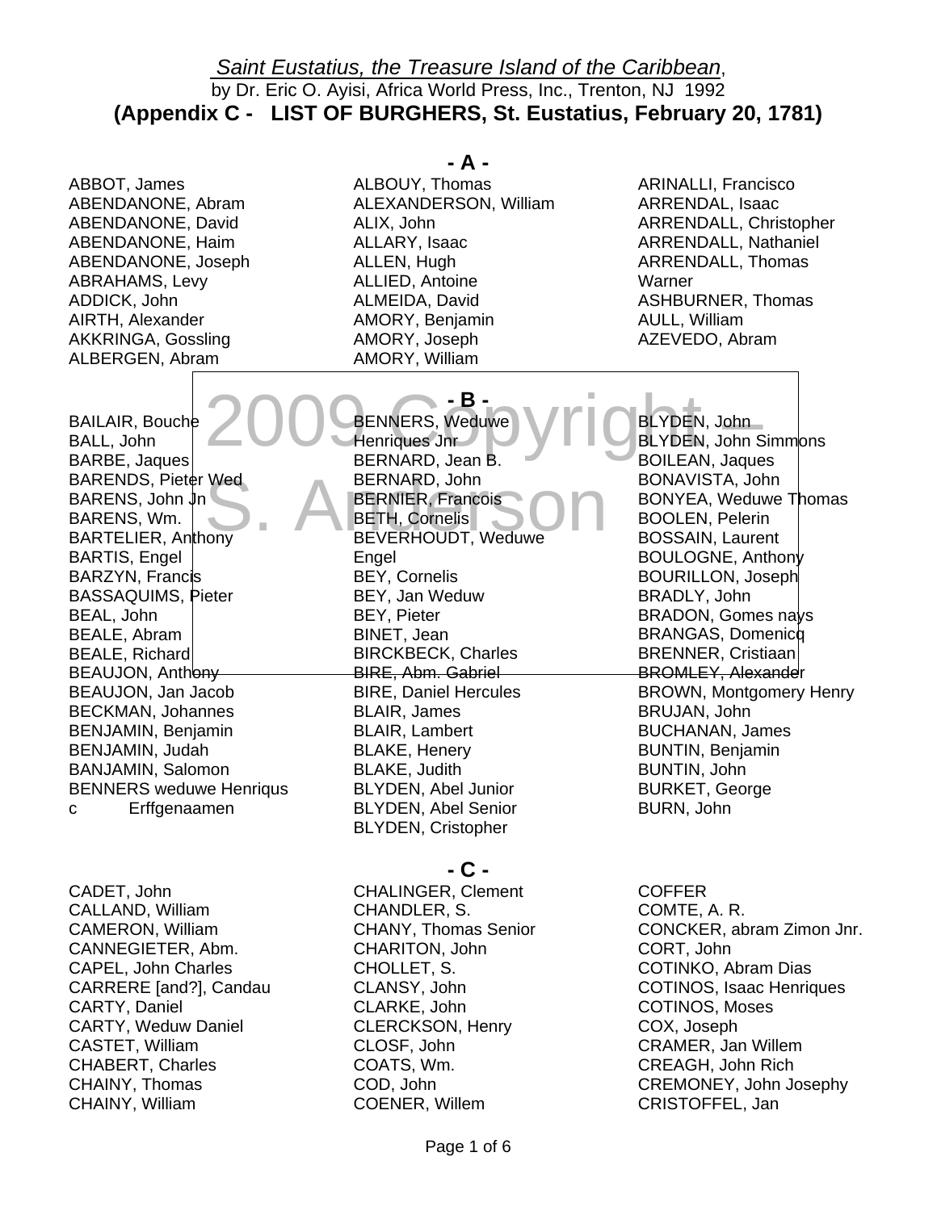*Saint Eustatius, the Treasure Island of the Caribbean*,
by Dr. Eric O. Ayisi, Africa World Press, Inc., Trenton, NJ 1992

## (Appendix C - LIST OF BURGHERS, St. Eustatius, February 20, 1781)

### - A -

ABBOT, James
ABENDANONE, Abram
ABENDANONE, David
ABENDANONE, Haim
ABENDANONE, Joseph
ABRAHAMS, Levy
ADDICK, John
AIRTH, Alexander
AKKRINGA, Gossling
ALBERGEN, Abram
ALBOUY, Thomas
ALEXANDERSON, William
ALIX, John
ALLARY, Isaac
ALLEN, Hugh
ALLIED, Antoine
ALMEIDA, David
AMORY, Benjamin
AMORY, Joseph
AMORY, William
ARINALLI, Francisco
ARRENDAL, Isaac
ARRENDALL, Christopher
ARRENDALL, Nathaniel
ARRENDALL, Thomas Warner
ASHBURNER, Thomas
AULL, William
AZEVEDO, Abram

### - B -

BAILAIR, Bouche
BALL, John
BARBE, Jaques
BARENDS, Pieter Wed
BARENS, John Jn
BARENS, Wm.
BARTELIER, Anthony
BARTIS, Engel
BARZYN, Francis
BASSAQUIMS, Pieter
BEAL, John
BEALE, Abram
BEALE, Richard
BEAUJON, Anthony
BEAUJON, Jan Jacob
BECKMAN, Johannes
BENJAMIN, Benjamin
BENJAMIN, Judah
BANJAMIN, Salomon
BENNERS weduwe Henriqusc Erffgenaamen
BENNERS, Weduwe Henriques Jnr
BERNARD, Jean B.
BERNARD, John
BERNIER, Francois
BETH, Cornelis
BEVERHOUDT, Weduwe Engel
BEY, Cornelis
BEY, Jan Weduw
BEY, Pieter
BINET, Jean
BIRCKBECK, Charles
BIRE, Abm. Gabriel
BIRE, Daniel Hercules
BLAIR, James
BLAIR, Lambert
BLAKE, Henery
BLAKE, Judith
BLYDEN, Abel Junior
BLYDEN, Abel Senior
BLYDEN, Cristopher
BLYDEN, John
BLYDEN, John Simmons
BOILEAN, Jaques
BONAVISTA, John
BONYEA, Weduwe Thomas
BOOLEN, Pelerin
BOSSAIN, Laurent
BOULOGNE, Anthony
BOURILLON, Joseph
BRADLY, John
BRADON, Gomes nays
BRANGAS, Domenicq
BRENNER, Cristiaan
BROMLEY, Alexander
BROWN, Montgomery Henry
BRUJAN, John
BUCHANAN, James
BUNTIN, Benjamin
BUNTIN, John
BURKET, George
BURN, John

### - C -

CADET, John
CALLAND, William
CAMERON, William
CANNEGIETER, Abm.
CAPEL, John Charles
CARRERE [and?], Candau
CARTY, Daniel
CARTY, Weduw Daniel
CASTET, William
CHABERT, Charles
CHAINY, Thomas
CHAINY, William
CHALINGER, Clement
CHANDLER, S.
CHANY, Thomas Senior
CHARITON, John
CHOLLET, S.
CLANSY, John
CLARKE, John
CLERCKSON, Henry
CLOSF, John
COATS, Wm.
COD, John
COENER, Willem
COFFER
COMTE, A. R.
CONCKER, abram Zimon Jnr.
CORT, John
COTINKO, Abram Dias
COTINOS, Isaac Henriques
COTINOS, Moses
COX, Joseph
CRAMER, Jan Willem
CREAGH, John Rich
CREMONEY, John Josephy
CRISTOFFEL, Jan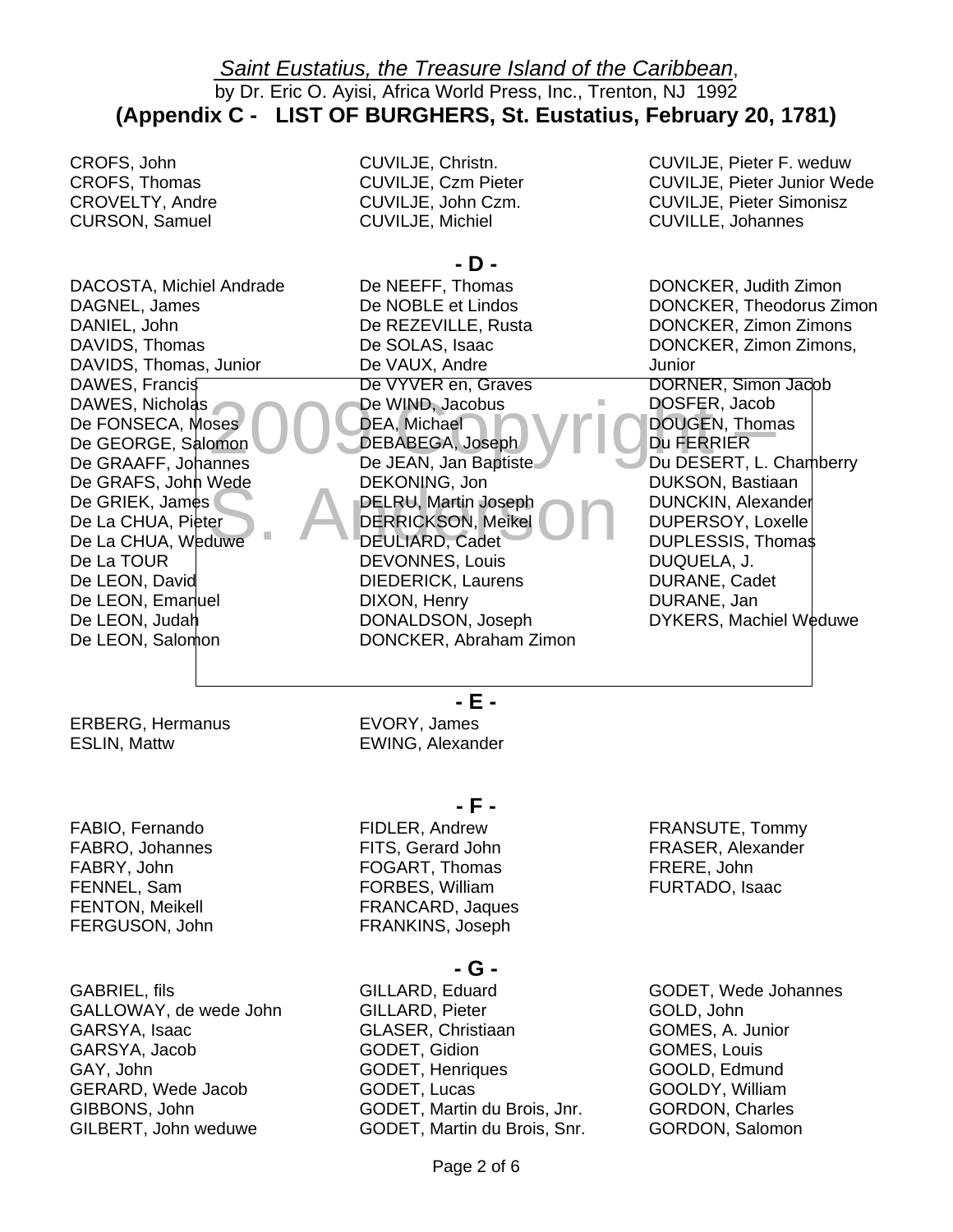*Saint Eustatius, the Treasure Island of the Caribbean*, by Dr. Eric O. Ayisi, Africa World Press, Inc., Trenton, NJ 1992

## (Appendix C - LIST OF BURGHERS, St. Eustatius, February 20, 1781)

CROFS, John
CROFS, Thomas
CROVELTY, Andre
CURSON, Samuel
CUVILJE, Christn.
CUVILJE, Czm Pieter
CUVILJE, John Czm.
CUVILJE, Michiel
CUVILJE, Pieter F. weduw
CUVILJE, Pieter Junior Wede
CUVILJE, Pieter Simonisz
CUVILLE, Johannes

### - D -

DACOSTA, Michiel Andrade
DAGNEL, James
DANIEL, John
DAVIDS, Thomas
DAVIDS, Thomas, Junior
DAWES, Francis
DAWES, Nicholas
De FONSECA, Moses
De GEORGE, Salomon
De GRAAFF, Johannes
De GRAFS, John Wede
De GRIEK, James
De La CHUA, Pieter
De La CHUA, Weduwe
De La TOUR
De LEON, David
De LEON, Emanuel
De LEON, Judah
De LEON, Salomon
De NEEFF, Thomas
De NOBLE et Lindos
De REZEVILLE, Rusta
De SOLAS, Isaac
De VAUX, Andre
De VYVER en, Graves
De WIND, Jacobus
DEA, Michael
DEBABEGA, Joseph
De JEAN, Jan Baptiste
DEKONING, Jon
DELRU, Martin Joseph
DERRICKSON, Meikel
DEULIARD, Cadet
DEVONNES, Louis
DIEDERICK, Laurens
DIXON, Henry
DONALDSON, Joseph
DONCKER, Abraham Zimon
DONCKER, Judith Zimon
DONCKER, Theodorus Zimon
DONCKER, Zimon Zimons
DONCKER, Zimon Zimons, Junior
DORNER, Simon Jacob
DOSFER, Jacob
DOUGEN, Thomas
Du FERRIER
Du DESERT, L. Chamberry
DUKSON, Bastiaan
DUNCKIN, Alexander
DUPERSOY, Loxelle
DUPLESSIS, Thomas
DUQUELA, J.
DURANE, Cadet
DURANE, Jan
DYKERS, Machiel Weduwe

### - E -

ERBERG, Hermanus
ESLIN, Mattw
EVORY, James
EWING, Alexander

### - F -

FABIO, Fernando
FABRO, Johannes
FABRY, John
FENNEL, Sam
FENTON, Meikell
FERGUSON, John
FIDLER, Andrew
FITS, Gerard John
FOGART, Thomas
FORBES, William
FRANCARD, Jaques
FRANKINS, Joseph
FRANSUTE, Tommy
FRASER, Alexander
FRERE, John
FURTADO, Isaac

### - G -

GABRIEL, fils
GALLOWAY, de wede John
GARSYA, Isaac
GARSYA, Jacob
GAY, John
GERARD, Wede Jacob
GIBBONS, John
GILBERT, John weduwe
GILLARD, Eduard
GILLARD, Pieter
GLASER, Christiaan
GODET, Gidion
GODET, Henriques
GODET, Lucas
GODET, Martin du Brois, Jnr.
GODET, Martin du Brois, Snr.
GODET, Wede Johannes
GOLD, John
GOMES, A. Junior
GOMES, Louis
GOOLD, Edmund
GOOLDY, William
GORDON, Charles
GORDON, Salomon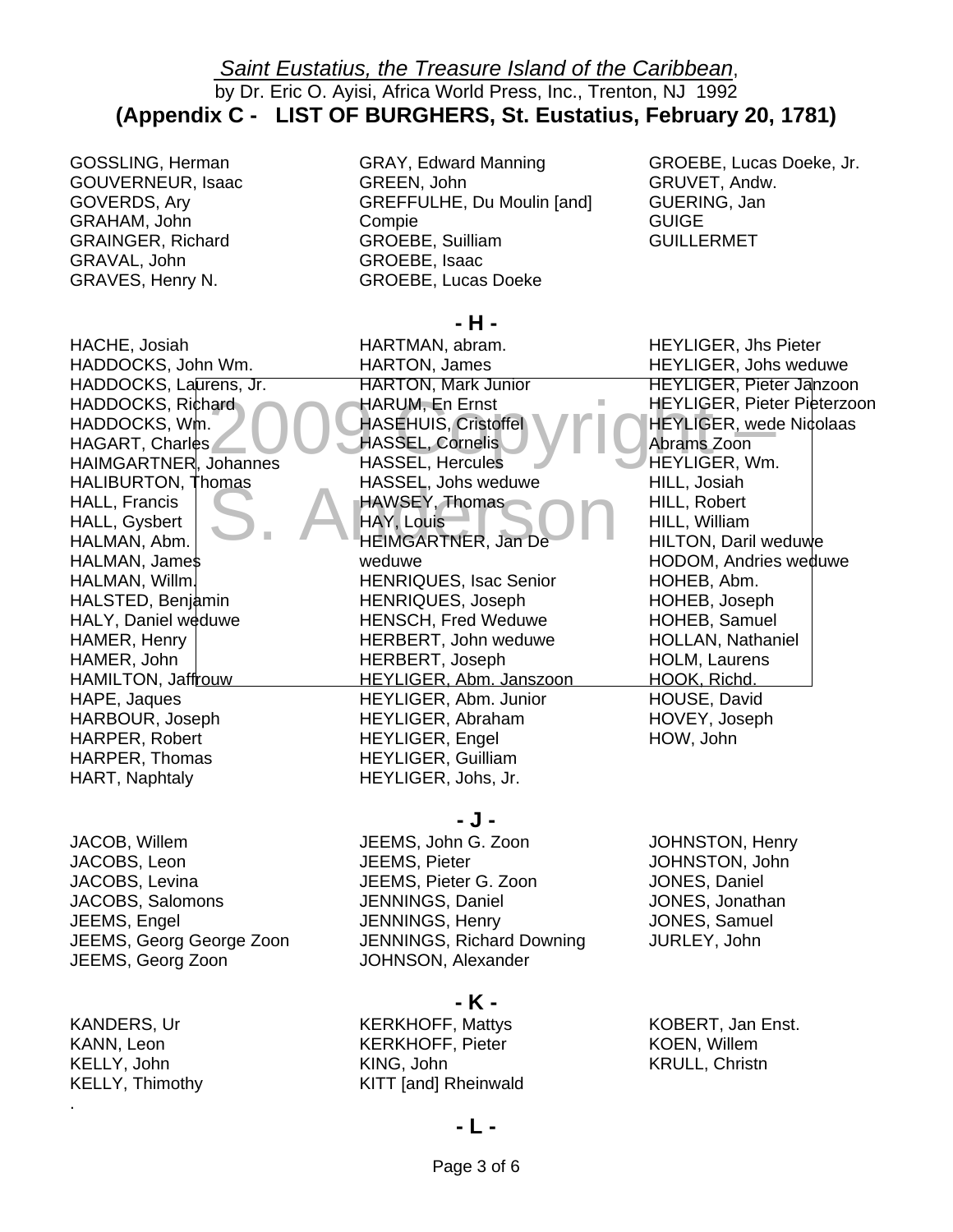*Saint Eustatius, the Treasure Island of the Caribbean*,
by Dr. Eric O. Ayisi, Africa World Press, Inc., Trenton, NJ 1992

## (Appendix C - LIST OF BURGHERS, St. Eustatius, February 20, 1781)

GOSSLING, Herman
GOUVERNEUR, Isaac
GOVERDS, Ary
GRAHAM, John
GRAINGER, Richard
GRAVAL, John
GRAVES, Henry N.
GRAY, Edward Manning
GREEN, John
GREFFULHE, Du Moulin [and] Compie
GROEBE, Suilliam
GROEBE, Isaac
GROEBE, Lucas Doeke
GROEBE, Lucas Doeke, Jr.
GRUVET, Andw.
GUERING, Jan
GUIGE
GUILLERMET

### - H -

HACHE, Josiah
HADDOCKS, John Wm.
HADDOCKS, Laurens, Jr.
HADDOCKS, Richard
HADDOCKS, Wm.
HAGART, Charles
HAIMGARTNER, Johannes
HALIBURTON, Thomas
HALL, Francis
HALL, Gysbert
HALMAN, Abm.
HALMAN, James
HALMAN, Willm.
HALSTED, Benjamin
HALY, Daniel weduwe
HAMER, Henry
HAMER, John
HAMILTON, Jaffrouw
HAPE, Jaques
HARBOUR, Joseph
HARPER, Robert
HARPER, Thomas
HART, Naphtaly
HARTMAN, abram.
HARTON, James
HARTON, Mark Junior
HARUM, En Ernst
HASEHUIS, Cristoffel
HASSEL, Cornelis
HASSEL, Hercules
HASSEL, Johs weduwe
HAWSEY, Thomas
HAY, Louis
HEIMGARTNER, Jan De weduwe
HENRIQUES, Isac Senior
HENRIQUES, Joseph
HENSCH, Fred Weduwe
HERBERT, John weduwe
HERBERT, Joseph
HEYLIGER, Abm. Janszoon
HEYLIGER, Abm. Junior
HEYLIGER, Abraham
HEYLIGER, Engel
HEYLIGER, Guilliam
HEYLIGER, Johs, Jr.
HEYLIGER, Jhs Pieter
HEYLIGER, Johs weduwe
HEYLIGER, Pieter Janzoon
HEYLIGER, Pieter Pieterzoon
HEYLIGER, wede Nicolaas Abrams Zoon
HEYLIGER, Wm.
HILL, Josiah
HILL, Robert
HILL, William
HILTON, Daril weduwe
HODOM, Andries weduwe
HOHEB, Abm.
HOHEB, Joseph
HOHEB, Samuel
HOLLAN, Nathaniel
HOLM, Laurens
HOOK, Richd.
HOUSE, David
HOVEY, Joseph
HOW, John

### - J -

JACOB, Willem
JACOBS, Leon
JACOBS, Levina
JACOBS, Salomons
JEEMS, Engel
JEEMS, Georg George Zoon
JEEMS, Georg Zoon
JEEMS, John G. Zoon
JEEMS, Pieter
JEEMS, Pieter G. Zoon
JENNINGS, Daniel
JENNINGS, Henry
JENNINGS, Richard Downing
JOHNSON, Alexander
JOHNSTON, Henry
JOHNSTON, John
JONES, Daniel
JONES, Jonathan
JONES, Samuel
JURLEY, John

### - K -

KANDERS, Ur
KANN, Leon
KELLY, John
KELLY, Thimothy
KERKHOFF, Mattys
KERKHOFF, Pieter
KING, John
KITT [and] Rheinwald
KOBERT, Jan Enst.
KOEN, Willem
KRULL, Christn

### - L -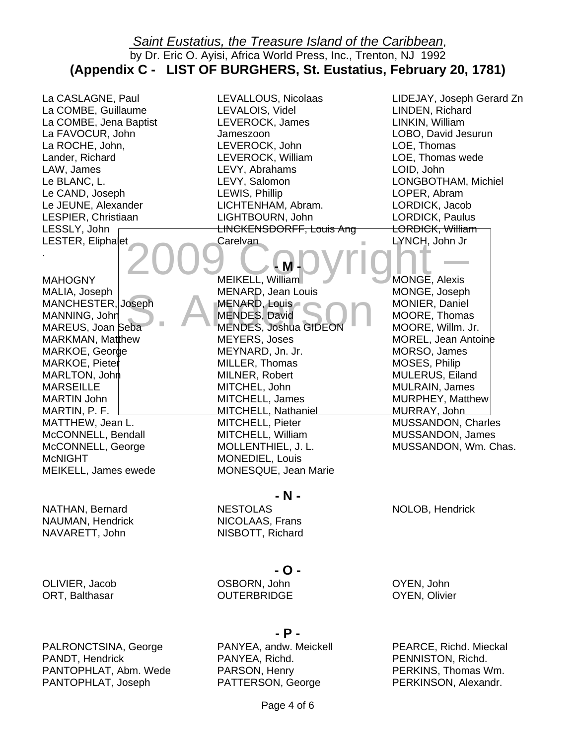*Saint Eustatius, the Treasure Island of the Caribbean*, by Dr. Eric O. Ayisi, Africa World Press, Inc., Trenton, NJ 1992

**(Appendix C - LIST OF BURGHERS, St. Eustatius, February 20, 1781)**

La CASLAGNE, Paul
La COMBE, Guillaume
La COMBE, Jena Baptist
La FAVOCUR, John
La ROCHE, John,
Lander, Richard
LAW, James
Le BLANC, L.
Le CAND, Joseph
Le JEUNE, Alexander
LESPIER, Christiaan
LESSLY, John
LESTER, Eliphalet
.

LEVALLOUS, Nicolaas
LEVALOIS, Videl
LEVEROCK, James Jameszoon
LEVEROCK, John
LEVEROCK, William
LEVY, Abrahams
LEVY, Salomon
LEWIS, Phillip
LICHTENHAM, Abram.
LIGHTBOURN, John
LINCKENSDORFF, Louis Ang Carelvan

LIDEJAY, Joseph Gerard Zn
LINDEN, Richard
LINKIN, William
LOBO, David Jesurun
LOE, Thomas
LOE, Thomas wede
LOID, John
LONGBOTHAM, Michiel
LOPER, Abram
LORDICK, Jacob
LORDICK, Paulus
LORDICK, William
LYNCH, John Jr

2009 Copyright – S. Anderson

**- M -**

MAHOGNY
MALIA, Joseph
MANCHESTER, Joseph
MANNING, John
MAREUS, Joan Seba
MARKMAN, Matthew
MARKOE, George
MARKOE, Pieter
MARLTON, John
MARSEILLE
MARTIN John
MARTIN, P. F.
MATTHEW, Jean L.
McCONNELL, Bendall
McCONNELL, George
McNIGHT
MEIKELL, James ewede

MEIKELL, William
MENARD, Jean Louis
MENARD, Louis
MENDES, David
MENDES, Joshua GIDEON
MEYERS, Joses
MEYNARD, Jn. Jr.
MILLER, Thomas
MILNER, Robert
MITCHEL, John
MITCHELL, James
MITCHELL, Nathaniel
MITCHELL, Pieter
MITCHELL, William
MOLLENTHIEL, J. L.
MONEDIEL, Louis
MONESQUE, Jean Marie

MONGE, Alexis
MONGE, Joseph
MONIER, Daniel
MOORE, Thomas
MOORE, Willm. Jr.
MOREL, Jean Antoine
MORSO, James
MOSES, Philip
MULERUS, Eiland
MULRAIN, James
MURPHEY, Matthew
MURRAY, John
MUSSANDON, Charles
MUSSANDON, James
MUSSANDON, Wm. Chas.

**- N -**

NATHAN, Bernard
NAUMAN, Hendrick
NAVARETT, John

NESTOLAS
NICOLAAS, Frans
NISBOTT, Richard

NOLOB, Hendrick

**- O -**

OLIVIER, Jacob
ORT, Balthasar

OSBORN, John
OUTERBRIDGE

OYEN, John
OYEN, Olivier

**- P -**

PALRONCTSINA, George
PANDT, Hendrick
PANTOPHLAT, Abm. Wede
PANTOPHLAT, Joseph

PANYEA, andw. Meickell
PANYEA, Richd.
PARSON, Henry
PATTERSON, George

PEARCE, Richd. Mieckal
PENNISTON, Richd.
PERKINS, Thomas Wm.
PERKINSON, Alexandr.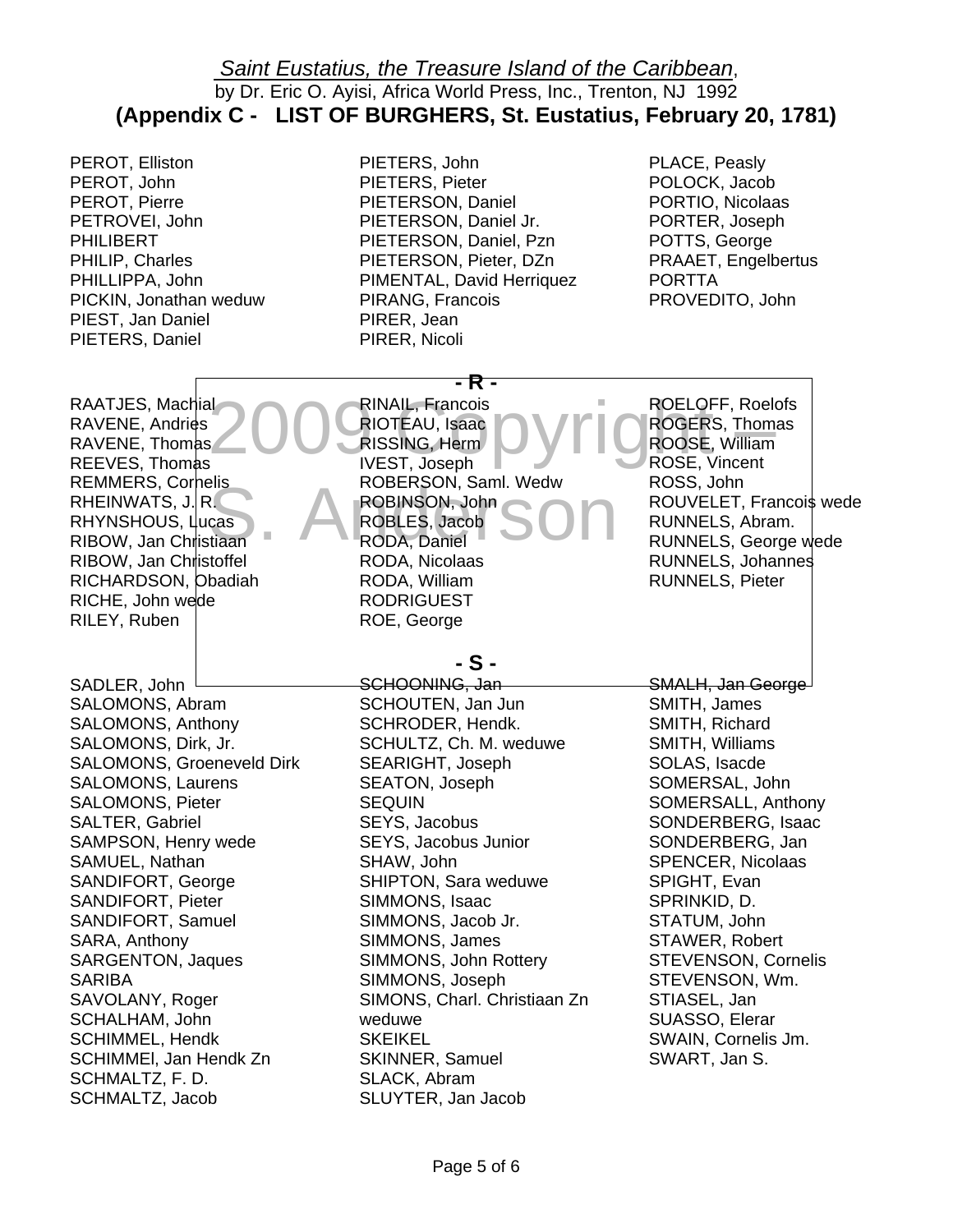*Saint Eustatius, the Treasure Island of the Caribbean*,
by Dr. Eric O. Ayisi, Africa World Press, Inc., Trenton, NJ 1992

**(Appendix C - LIST OF BURGHERS, St. Eustatius, February 20, 1781)**

PEROT, Elliston
PEROT, John
PEROT, Pierre
PETROVEI, John
PHILIBERT
PHILIP, Charles
PHILLIPPA, John
PICKIN, Jonathan weduw
PIEST, Jan Daniel
PIETERS, Daniel
PIETERS, John
PIETERS, Pieter
PIETERSON, Daniel
PIETERSON, Daniel Jr.
PIETERSON, Daniel, Pzn
PIETERSON, Pieter, DZn
PIMENTAL, David Herriquez
PIRANG, Francois
PIRER, Jean
PIRER, Nicoli
PLACE, Peasly
POLOCK, Jacob
PORTIO, Nicolaas
PORTER, Joseph
POTTS, George
PRAAET, Engelbertus
PORTTA
PROVEDITO, John

**- R -**

RAATJES, Machial
RAVENE, Andries
RAVENE, Thomas
REEVES, Thomas
REMMERS, Cornelis
RHEINWATS, J. R.
RHYNSHOUS, Lucas
RIBOW, Jan Christiaan
RIBOW, Jan Christoffel
RICHARDSON, Obadiah
RICHE, John wede
RILEY, Ruben
RINAIL, Francois
RIOTEAU, Isaac
RISSING, Herm
IVEST, Joseph
ROBERSON, Saml. Wedw
ROBINSON, John
ROBLES, Jacob
RODA, Daniel
RODA, Nicolaas
RODA, William
RODRIGUEST
ROE, George
ROELOFF, Roelofs
ROGERS, Thomas
ROOSE, William
ROSE, Vincent
ROSS, John
ROUVELET, Francois wede
RUNNELS, Abram.
RUNNELS, George wede
RUNNELS, Johannes
RUNNELS, Pieter

**- S -**

SADLER, John
SALOMONS, Abram
SALOMONS, Anthony
SALOMONS, Dirk, Jr.
SALOMONS, Groeneveld Dirk
SALOMONS, Laurens
SALOMONS, Pieter
SALTER, Gabriel
SAMPSON, Henry wede
SAMUEL, Nathan
SANDIFORT, George
SANDIFORT, Pieter
SANDIFORT, Samuel
SARA, Anthony
SARGENTON, Jaques
SARIBA
SAVOLANY, Roger
SCHALHAM, John
SCHIMMEL, Hendk
SCHIMMEl, Jan Hendk Zn
SCHMALTZ, F. D.
SCHMALTZ, Jacob
SCHOONING, Jan
SCHOUTEN, Jan Jun
SCHRODER, Hendk.
SCHULTZ, Ch. M. weduwe
SEARIGHT, Joseph
SEATON, Joseph
SEQUIN
SEYS, Jacobus
SEYS, Jacobus Junior
SHAW, John
SHIPTON, Sara weduwe
SIMMONS, Isaac
SIMMONS, Jacob Jr.
SIMMONS, James
SIMMONS, John Rottery
SIMMONS, Joseph
SIMONS, Charl. Christiaan Zn weduwe
SKEIKEL
SKINNER, Samuel
SLACK, Abram
SLUYTER, Jan Jacob
SMALH, Jan George
SMITH, James
SMITH, Richard
SMITH, Williams
SOLAS, Isacde
SOMERSAL, John
SOMERSALL, Anthony
SONDERBERG, Isaac
SONDERBERG, Jan
SPENCER, Nicolaas
SPIGHT, Evan
SPRINKID, D.
STATUM, John
STAWER, Robert
STEVENSON, Cornelis
STEVENSON, Wm.
STIASEL, Jan
SUASSO, Elerar
SWAIN, Cornelis Jm.
SWART, Jan S.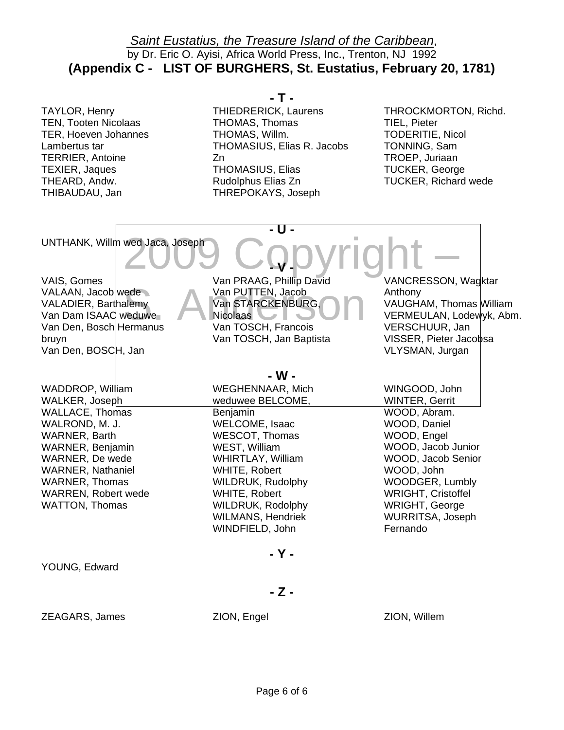*Saint Eustatius, the Treasure Island of the Caribbean*,
by Dr. Eric O. Ayisi, Africa World Press, Inc., Trenton, NJ 1992

## (Appendix C - LIST OF BURGHERS, St. Eustatius, February 20, 1781)

### - T -

TAYLOR, Henry
TEN, Tooten Nicolaas
TER, Hoeven Johannes Lambertus tar
TERRIER, Antoine
TEXIER, Jaques
THEARD, Andw.
THIBAUDAU, Jan
THIEDRERICK, Laurens
THOMAS, Thomas
THOMAS, Willm.
THOMASIUS, Elias R. Jacobs Zn
THOMASIUS, Elias Rudolphus Elias Zn
THREPOKAYS, Joseph
THROCKMORTON, Richd.
TIEL, Pieter
TODERITIE, Nicol
TONNING, Sam
TROEP, Juriaan
TUCKER, George
TUCKER, Richard wede

### - U -

UNTHANK, Willm wed Jaca, Joseph

2009 Copyright – S. Anderson

### - V -

VAIS, Gomes
VALAAN, Jacob wede
VALADIER, Barthalemy
Van Dam ISAAC weduwe
Van Den, Bosch Hermanus bruyn
Van Den, BOSCH, Jan
Van PRAAG, Phillip David
Van PUTTEN, Jacob
Van STARCKENBURG, Nicolaas
Van TOSCH, Francois
Van TOSCH, Jan Baptista
VANCRESSON, Wagktar Anthony
VAUGHAM, Thomas William
VERMEULAN, Lodewyk, Abm.
VERSCHUUR, Jan
VISSER, Pieter Jacobsa
VLYSMAN, Jurgan

### - W -

WADDROP, William
WALKER, Joseph
WALLACE, Thomas
WALROND, M. J.
WARNER, Barth
WARNER, Benjamin
WARNER, De wede
WARNER, Nathaniel
WARNER, Thomas
WARREN, Robert wede
WATTON, Thomas
WEGHENNAAR, Mich
weduwee BELCOME, Benjamin
WELCOME, Isaac
WESCOT, Thomas
WEST, William
WHIRTLAY, William
WHITE, Robert
WILDRUK, Rudolphy
WHITE, Robert
WILDRUK, Rodolphy
WILMANS, Hendriek
WINDFIELD, John
WINGOOD, John
WINTER, Gerrit
WOOD, Abram.
WOOD, Daniel
WOOD, Engel
WOOD, Jacob Junior
WOOD, Jacob Senior
WOOD, John
WOODGER, Lumbly
WRIGHT, Cristoffel
WRIGHT, George
WURRITSA, Joseph Fernando

### - Y -

YOUNG, Edward

### - Z -

ZEAGARS, James
ZION, Engel
ZION, Willem